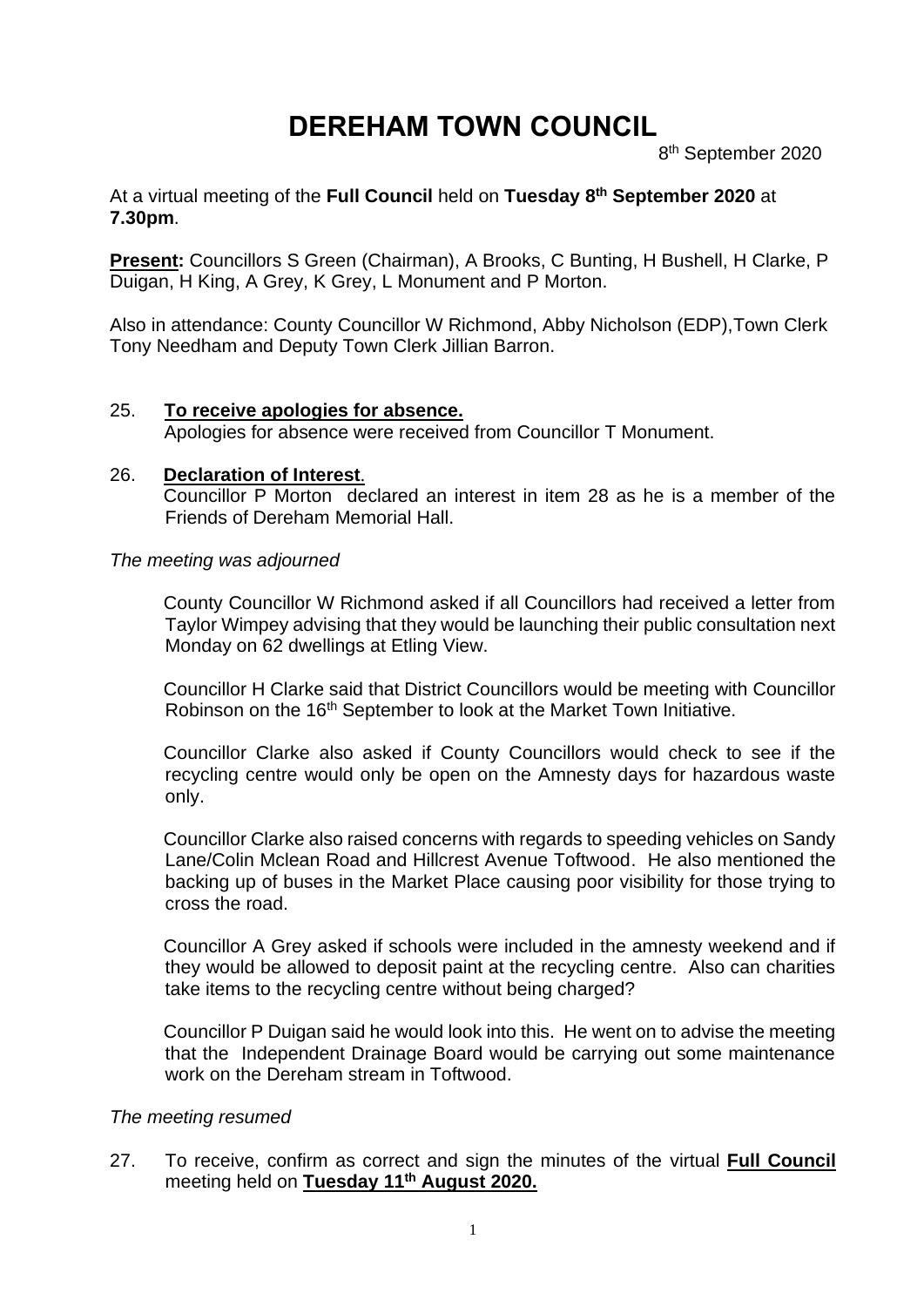# DEREHAM TOWN COUNCIL

8th September 2020

At a virtual meeting of the **Full Council** held on **Tuesday 8th September 2020** at **7.30pm**.

**Present:** Councillors S Green (Chairman), A Brooks, C Bunting, H Bushell, H Clarke, P Duigan, H King, A Grey, K Grey, L Monument and P Morton.

Also in attendance: County Councillor W Richmond, Abby Nicholson (EDP),Town Clerk Tony Needham and Deputy Town Clerk Jillian Barron.

25. **To receive apologies for absence.**
    Apologies for absence were received from Councillor T Monument.

26. **Declaration of Interest**.
    Councillor P Morton declared an interest in item 28 as he is a member of the Friends of Dereham Memorial Hall.

*The meeting was adjourned*

County Councillor W Richmond asked if all Councillors had received a letter from Taylor Wimpey advising that they would be launching their public consultation next Monday on 62 dwellings at Etling View.

Councillor H Clarke said that District Councillors would be meeting with Councillor Robinson on the 16th September to look at the Market Town Initiative.

Councillor Clarke also asked if County Councillors would check to see if the recycling centre would only be open on the Amnesty days for hazardous waste only.

Councillor Clarke also raised concerns with regards to speeding vehicles on Sandy Lane/Colin Mclean Road and Hillcrest Avenue Toftwood. He also mentioned the backing up of buses in the Market Place causing poor visibility for those trying to cross the road.

Councillor A Grey asked if schools were included in the amnesty weekend and if they would be allowed to deposit paint at the recycling centre. Also can charities take items to the recycling centre without being charged?

Councillor P Duigan said he would look into this. He went on to advise the meeting that the Independent Drainage Board would be carrying out some maintenance work on the Dereham stream in Toftwood.

*The meeting resumed*

27. To receive, confirm as correct and sign the minutes of the virtual **Full Council** meeting held on **Tuesday 11th August 2020.**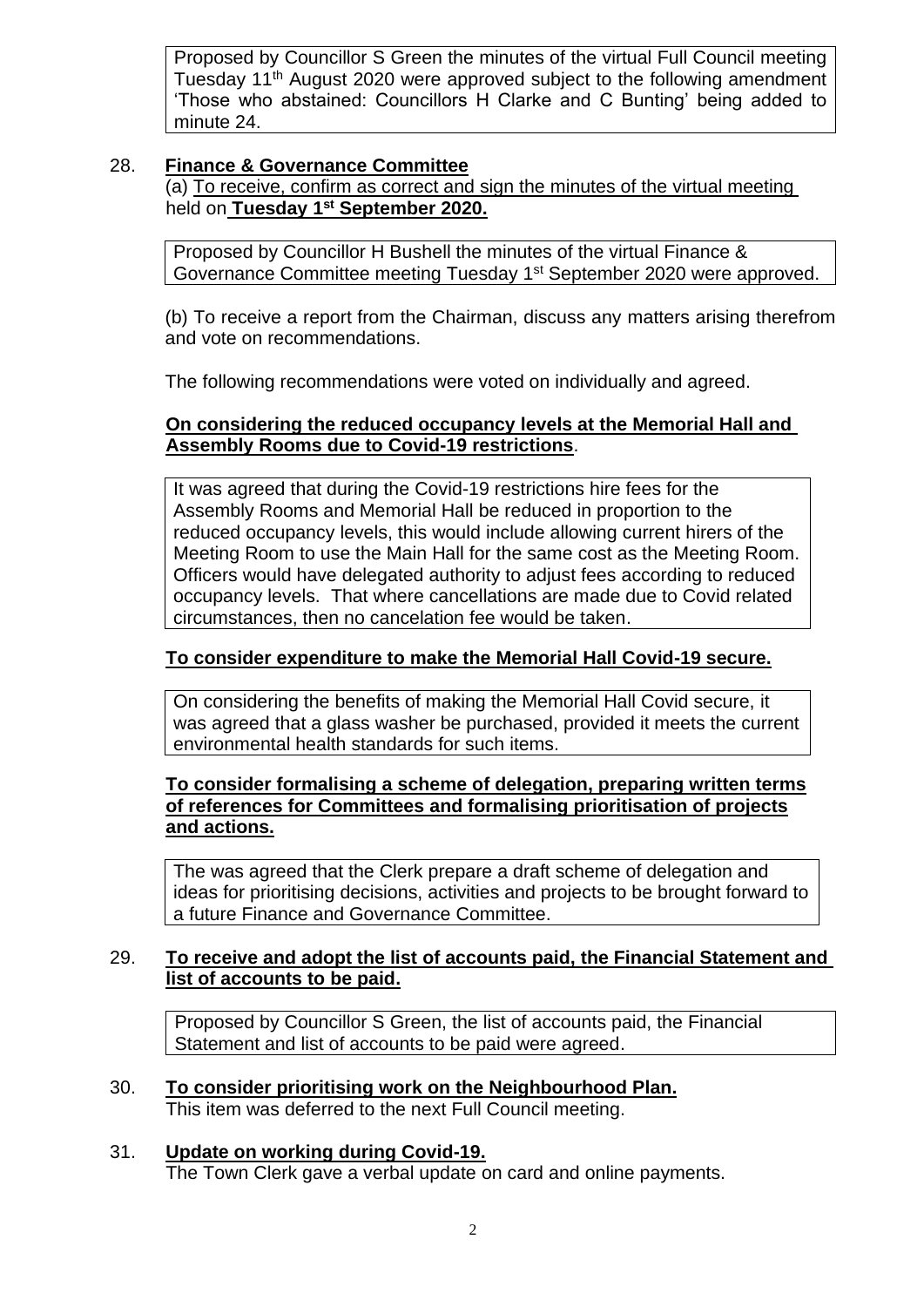Proposed by Councillor S Green the minutes of the virtual Full Council meeting Tuesday 11th August 2020 were approved subject to the following amendment 'Those who abstained: Councillors H Clarke and C Bunting' being added to minute 24.

28. **Finance & Governance Committee**

(a) To receive, confirm as correct and sign the minutes of the virtual meeting held on **Tuesday 1st September 2020.**

Proposed by Councillor H Bushell the minutes of the virtual Finance & Governance Committee meeting Tuesday 1st September 2020 were approved.

(b) To receive a report from the Chairman, discuss any matters arising therefrom and vote on recommendations.

The following recommendations were voted on individually and agreed.

**On considering the reduced occupancy levels at the Memorial Hall and Assembly Rooms due to Covid-19 restrictions**.

It was agreed that during the Covid-19 restrictions hire fees for the Assembly Rooms and Memorial Hall be reduced in proportion to the reduced occupancy levels, this would include allowing current hirers of the Meeting Room to use the Main Hall for the same cost as the Meeting Room. Officers would have delegated authority to adjust fees according to reduced occupancy levels. That where cancellations are made due to Covid related circumstances, then no cancelation fee would be taken.

**To consider expenditure to make the Memorial Hall Covid-19 secure.**

On considering the benefits of making the Memorial Hall Covid secure, it was agreed that a glass washer be purchased, provided it meets the current environmental health standards for such items.

**To consider formalising a scheme of delegation, preparing written terms of references for Committees and formalising prioritisation of projects and actions.**

The was agreed that the Clerk prepare a draft scheme of delegation and ideas for prioritising decisions, activities and projects to be brought forward to a future Finance and Governance Committee.

29. **To receive and adopt the list of accounts paid, the Financial Statement and list of accounts to be paid.**

Proposed by Councillor S Green, the list of accounts paid, the Financial Statement and list of accounts to be paid were agreed.

30. **To consider prioritising work on the Neighbourhood Plan.**
This item was deferred to the next Full Council meeting.

31. **Update on working during Covid-19.**
The Town Clerk gave a verbal update on card and online payments.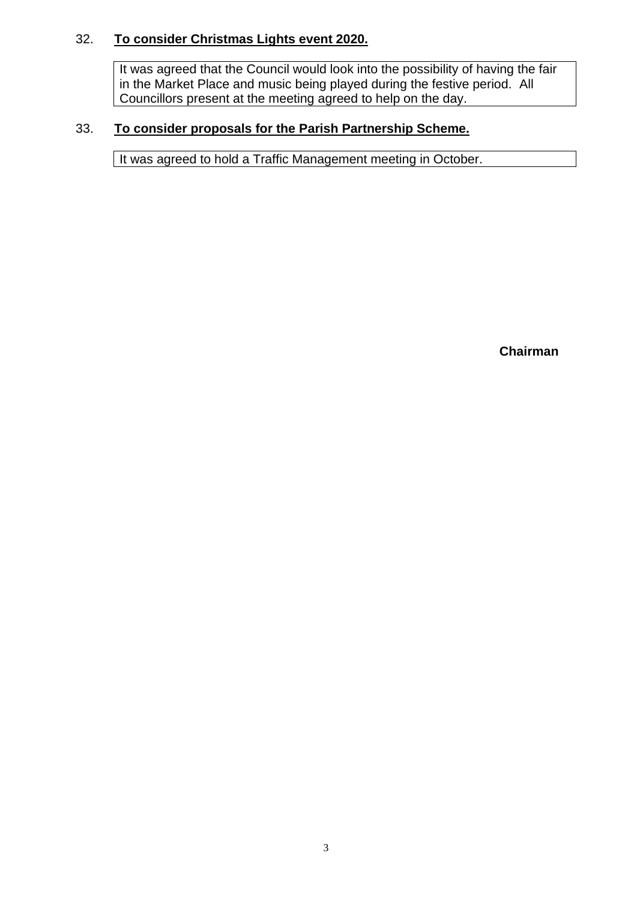32. **To consider Christmas Lights event 2020.**

It was agreed that the Council would look into the possibility of having the fair in the Market Place and music being played during the festive period. All Councillors present at the meeting agreed to help on the day.

33. **To consider proposals for the Parish Partnership Scheme.**

It was agreed to hold a Traffic Management meeting in October.

**Chairman**